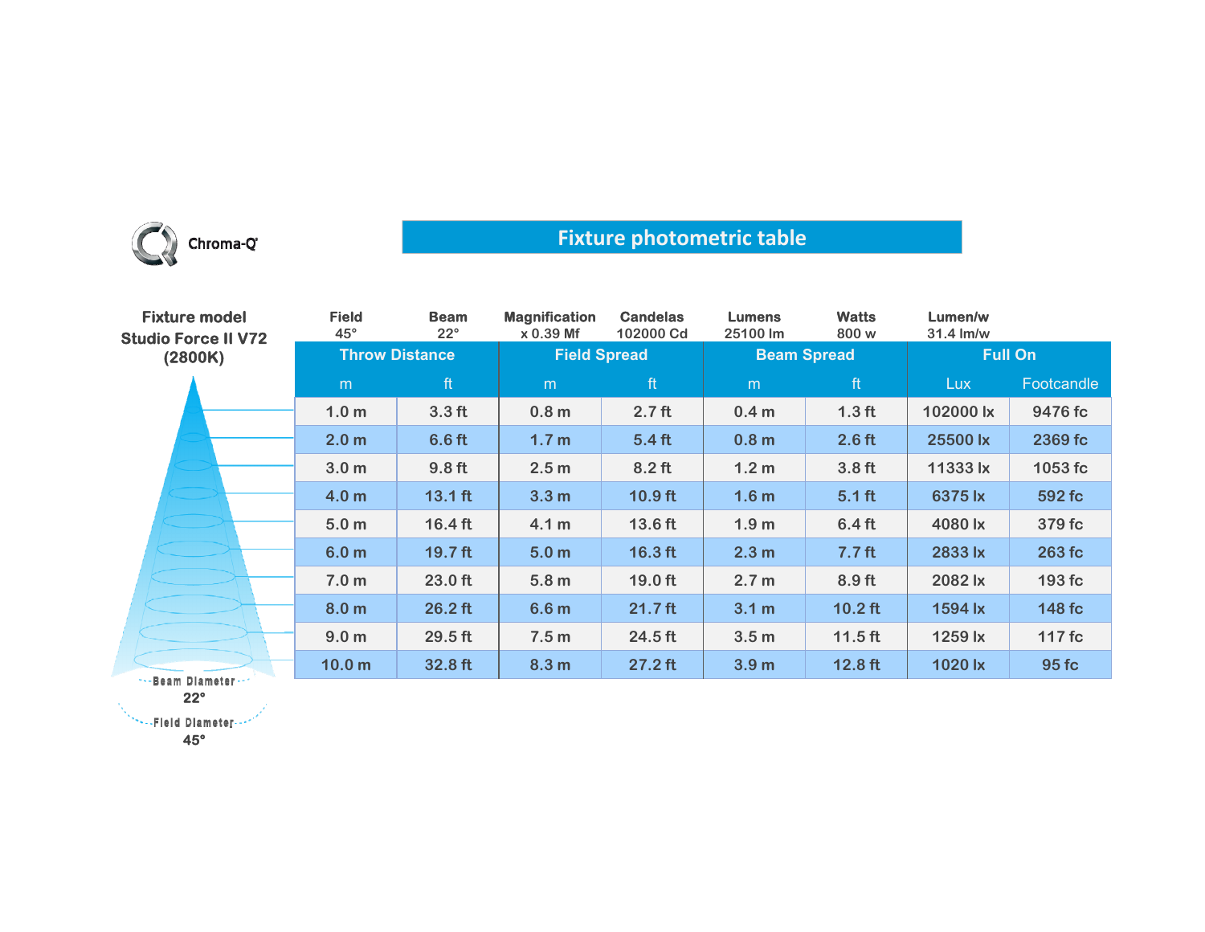Chroma-Q

# Fixture photometric table

**Fixture model**
**Studio Force II V72**
**(2800K)**

| Field | Beam | Magnification | Candelas | Lumens | Watts | Lumen/w |
|---|---|---|---|---|---|---|
| 45° | 22° | x 0.39 Mf | 102000 Cd | 25100 lm | 800 w | 31.4 lm/w |

| Throw Distance | | Field Spread | | Beam Spread | | Full On | |
|---|---|---|---|---|---|---|---|
| m | ft | m | ft | m | ft | Lux | Footcandle |
| 1.0 m | 3.3 ft | 0.8 m | 2.7 ft | 0.4 m | 1.3 ft | 102000 lx | 9476 fc |
| 2.0 m | 6.6 ft | 1.7 m | 5.4 ft | 0.8 m | 2.6 ft | 25500 lx | 2369 fc |
| 3.0 m | 9.8 ft | 2.5 m | 8.2 ft | 1.2 m | 3.8 ft | 11333 lx | 1053 fc |
| 4.0 m | 13.1 ft | 3.3 m | 10.9 ft | 1.6 m | 5.1 ft | 6375 lx | 592 fc |
| 5.0 m | 16.4 ft | 4.1 m | 13.6 ft | 1.9 m | 6.4 ft | 4080 lx | 379 fc |
| 6.0 m | 19.7 ft | 5.0 m | 16.3 ft | 2.3 m | 7.7 ft | 2833 lx | 263 fc |
| 7.0 m | 23.0 ft | 5.8 m | 19.0 ft | 2.7 m | 8.9 ft | 2082 lx | 193 fc |
| 8.0 m | 26.2 ft | 6.6 m | 21.7 ft | 3.1 m | 10.2 ft | 1594 lx | 148 fc |
| 9.0 m | 29.5 ft | 7.5 m | 24.5 ft | 3.5 m | 11.5 ft | 1259 lx | 117 fc |
| 10.0 m | 32.8 ft | 8.3 m | 27.2 ft | 3.9 m | 12.8 ft | 1020 lx | 95 fc |

Beam Diameter
22°

Field Diameter
45°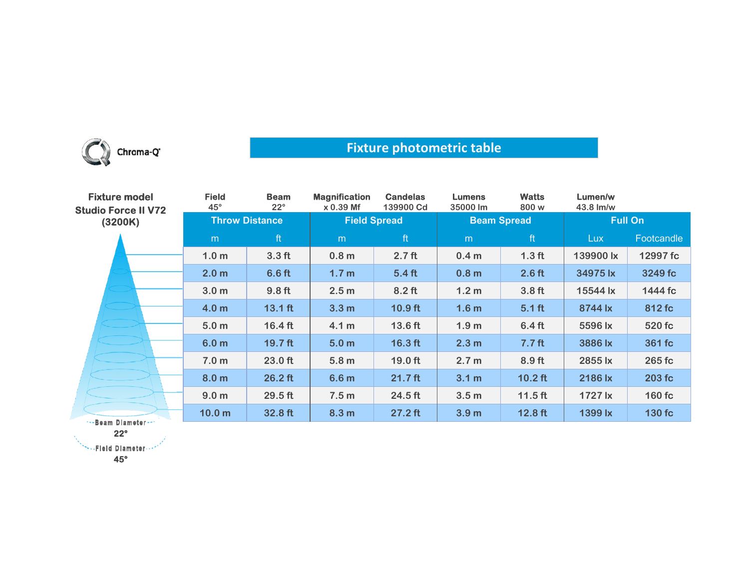Chroma-Q

# Fixture photometric table

**Fixture model**
**Studio Force II V72**
**(3200K)**

| Field | Beam | Magnification | Candelas | Lumens | Watts | Lumen/w |
|---|---|---|---|---|---|---|
| 45° | 22° | x 0.39 Mf | 139900 Cd | 35000 lm | 800 w | 43.8 lm/w |

| Throw Distance | | Field Spread | | Beam Spread | | Full On | |
|---|---|---|---|---|---|---|---|
| m | ft | m | ft | m | ft | Lux | Footcandle |
| 1.0 m | 3.3 ft | 0.8 m | 2.7 ft | 0.4 m | 1.3 ft | 139900 lx | 12997 fc |
| 2.0 m | 6.6 ft | 1.7 m | 5.4 ft | 0.8 m | 2.6 ft | 34975 lx | 3249 fc |
| 3.0 m | 9.8 ft | 2.5 m | 8.2 ft | 1.2 m | 3.8 ft | 15544 lx | 1444 fc |
| 4.0 m | 13.1 ft | 3.3 m | 10.9 ft | 1.6 m | 5.1 ft | 8744 lx | 812 fc |
| 5.0 m | 16.4 ft | 4.1 m | 13.6 ft | 1.9 m | 6.4 ft | 5596 lx | 520 fc |
| 6.0 m | 19.7 ft | 5.0 m | 16.3 ft | 2.3 m | 7.7 ft | 3886 lx | 361 fc |
| 7.0 m | 23.0 ft | 5.8 m | 19.0 ft | 2.7 m | 8.9 ft | 2855 lx | 265 fc |
| 8.0 m | 26.2 ft | 6.6 m | 21.7 ft | 3.1 m | 10.2 ft | 2186 lx | 203 fc |
| 9.0 m | 29.5 ft | 7.5 m | 24.5 ft | 3.5 m | 11.5 ft | 1727 lx | 160 fc |
| 10.0 m | 32.8 ft | 8.3 m | 27.2 ft | 3.9 m | 12.8 ft | 1399 lx | 130 fc |

Beam Diameter 22°

Field Diameter 45°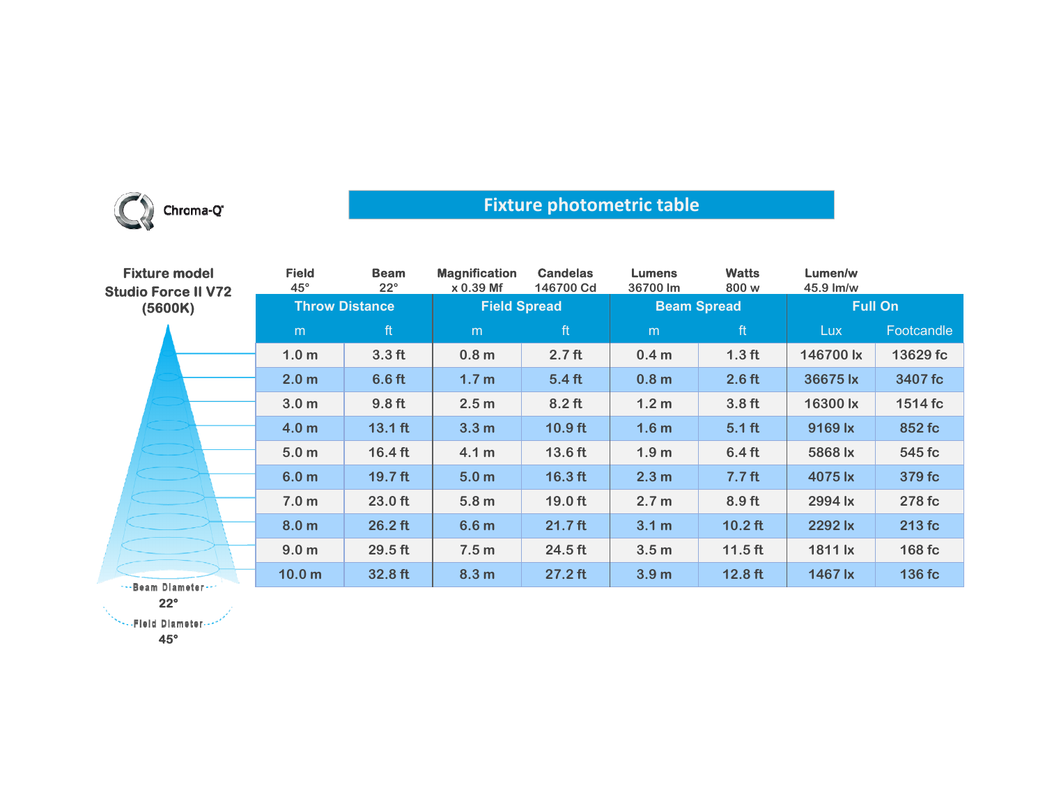Chroma-Q

# Fixture photometric table

**Fixture model**
**Studio Force II V72**
**(5600K)**

| Field | Beam | Magnification | Candelas | Lumens | Watts | Lumen/w |
|---|---|---|---|---|---|---|
| 45° | 22° | x 0.39 Mf | 146700 Cd | 36700 lm | 800 w | 45.9 lm/w |

| Throw Distance | | Field Spread | | Beam Spread | | Full On | |
|---|---|---|---|---|---|---|---|
| m | ft | m | ft | m | ft | Lux | Footcandle |
| 1.0 m | 3.3 ft | 0.8 m | 2.7 ft | 0.4 m | 1.3 ft | 146700 lx | 13629 fc |
| 2.0 m | 6.6 ft | 1.7 m | 5.4 ft | 0.8 m | 2.6 ft | 36675 lx | 3407 fc |
| 3.0 m | 9.8 ft | 2.5 m | 8.2 ft | 1.2 m | 3.8 ft | 16300 lx | 1514 fc |
| 4.0 m | 13.1 ft | 3.3 m | 10.9 ft | 1.6 m | 5.1 ft | 9169 lx | 852 fc |
| 5.0 m | 16.4 ft | 4.1 m | 13.6 ft | 1.9 m | 6.4 ft | 5868 lx | 545 fc |
| 6.0 m | 19.7 ft | 5.0 m | 16.3 ft | 2.3 m | 7.7 ft | 4075 lx | 379 fc |
| 7.0 m | 23.0 ft | 5.8 m | 19.0 ft | 2.7 m | 8.9 ft | 2994 lx | 278 fc |
| 8.0 m | 26.2 ft | 6.6 m | 21.7 ft | 3.1 m | 10.2 ft | 2292 lx | 213 fc |
| 9.0 m | 29.5 ft | 7.5 m | 24.5 ft | 3.5 m | 11.5 ft | 1811 lx | 168 fc |
| 10.0 m | 32.8 ft | 8.3 m | 27.2 ft | 3.9 m | 12.8 ft | 1467 lx | 136 fc |

Beam Diameter
22°
Field Diameter
45°